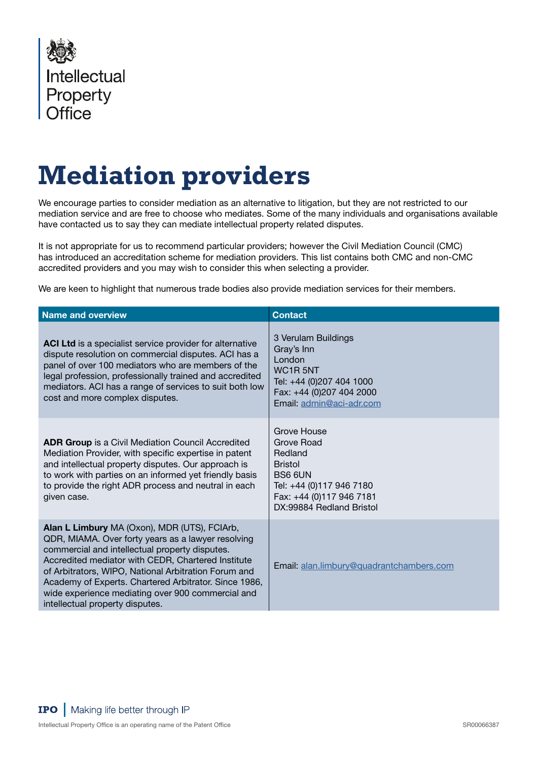Intellectual Property Office

# Mediation providers

We encourage parties to consider mediation as an alternative to litigation, but they are not restricted to our mediation service and are free to choose who mediates. Some of the many individuals and organisations available have contacted us to say they can mediate intellectual property related disputes.

It is not appropriate for us to recommend particular providers; however the Civil Mediation Council (CMC) has introduced an accreditation scheme for mediation providers. This list contains both CMC and non-CMC accredited providers and you may wish to consider this when selecting a provider.

We are keen to highlight that numerous trade bodies also provide mediation services for their members.

| Name and overview | Contact |
|---|---|
| **ACI Ltd** is a specialist service provider for alternative dispute resolution on commercial disputes. ACI has a panel of over 100 mediators who are members of the legal profession, professionally trained and accredited mediators. ACI has a range of services to suit both low cost and more complex disputes. | 3 Verulam Buildings<br>Gray's Inn<br>London<br>WC1R 5NT<br>Tel: +44 (0)207 404 1000<br>Fax: +44 (0)207 404 2000<br>Email: admin@aci-adr.com |
| **ADR Group** is a Civil Mediation Council Accredited Mediation Provider, with specific expertise in patent and intellectual property disputes. Our approach is to work with parties on an informed yet friendly basis to provide the right ADR process and neutral in each given case. | Grove House<br>Grove Road<br>Redland<br>Bristol<br>BS6 6UN<br>Tel: +44 (0)117 946 7180<br>Fax: +44 (0)117 946 7181<br>DX:99884 Redland Bristol |
| **Alan L Limbury** MA (Oxon), MDR (UTS), FCIArb, QDR, MIAMA. Over forty years as a lawyer resolving commercial and intellectual property disputes. Accredited mediator with CEDR, Chartered Institute of Arbitrators, WIPO, National Arbitration Forum and Academy of Experts. Chartered Arbitrator. Since 1986, wide experience mediating over 900 commercial and intellectual property disputes. | Email: alan.limbury@quadrantchambers.com |

IPO | Making life better through IP

Intellectual Property Office is an operating name of the Patent Office

SR00066387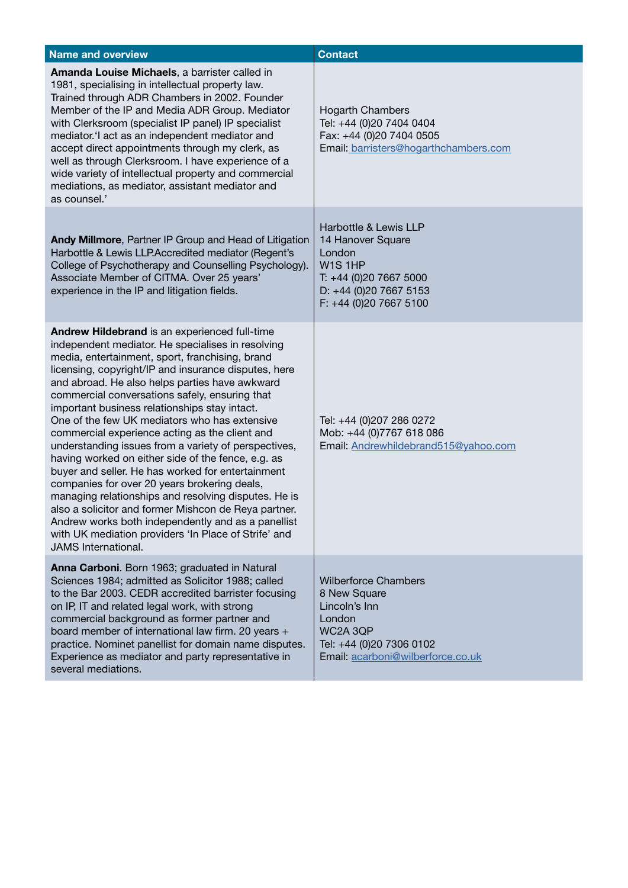| Name and overview | Contact |
|---|---|
| **Amanda Louise Michaels**, a barrister called in 1981, specialising in intellectual property law. Trained through ADR Chambers in 2002. Founder Member of the IP and Media ADR Group. Mediator with Clerksroom (specialist IP panel) IP specialist mediator.'I act as an independent mediator and accept direct appointments through my clerk, as well as through Clerksroom. I have experience of a wide variety of intellectual property and commercial mediations, as mediator, assistant mediator and as counsel.' | Hogarth Chambers<br>Tel: +44 (0)20 7404 0404<br>Fax: +44 (0)20 7404 0505<br>Email: barristers@hogarthchambers.com |
| **Andy Millmore**, Partner IP Group and Head of Litigation Harbottle & Lewis LLP.Accredited mediator (Regent's College of Psychotherapy and Counselling Psychology). Associate Member of CITMA. Over 25 years' experience in the IP and litigation fields. | Harbottle & Lewis LLP<br>14 Hanover Square<br>London<br>W1S 1HP<br>T: +44 (0)20 7667 5000<br>D: +44 (0)20 7667 5153<br>F: +44 (0)20 7667 5100 |
| **Andrew Hildebrand** is an experienced full-time independent mediator. He specialises in resolving media, entertainment, sport, franchising, brand licensing, copyright/IP and insurance disputes, here and abroad. He also helps parties have awkward commercial conversations safely, ensuring that important business relationships stay intact. One of the few UK mediators who has extensive commercial experience acting as the client and understanding issues from a variety of perspectives, having worked on either side of the fence, e.g. as buyer and seller. He has worked for entertainment companies for over 20 years brokering deals, managing relationships and resolving disputes. He is also a solicitor and former Mishcon de Reya partner. Andrew works both independently and as a panellist with UK mediation providers 'In Place of Strife' and JAMS International. | Tel: +44 (0)207 286 0272<br>Mob: +44 (0)7767 618 086<br>Email: Andrewhildebrand515@yahoo.com |
| **Anna Carboni**. Born 1963; graduated in Natural Sciences 1984; admitted as Solicitor 1988; called to the Bar 2003. CEDR accredited barrister focusing on IP, IT and related legal work, with strong commercial background as former partner and board member of international law firm. 20 years + practice. Nominet panellist for domain name disputes. Experience as mediator and party representative in several mediations. | Wilberforce Chambers<br>8 New Square<br>Lincoln's Inn<br>London<br>WC2A 3QP<br>Tel: +44 (0)20 7306 0102<br>Email: acarboni@wilberforce.co.uk |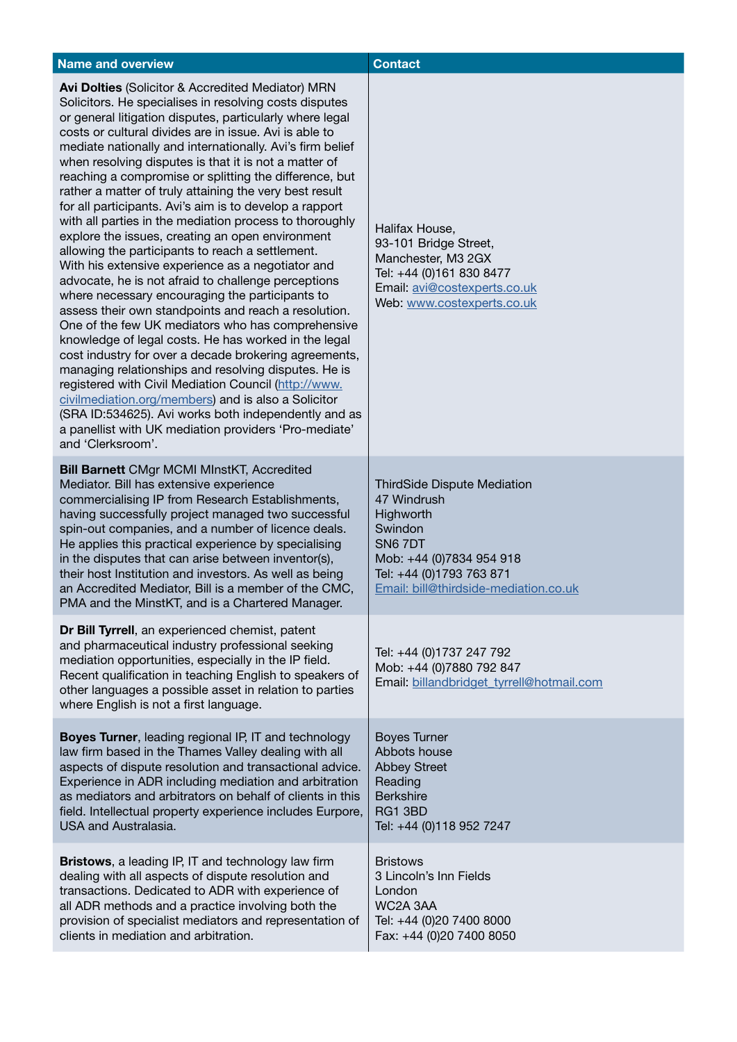| Name and overview | Contact |
|---|---|
| **Avi Dolties** (Solicitor & Accredited Mediator) MRN Solicitors. He specialises in resolving costs disputes or general litigation disputes, particularly where legal costs or cultural divides are in issue. Avi is able to mediate nationally and internationally. Avi's firm belief when resolving disputes is that it is not a matter of reaching a compromise or splitting the difference, but rather a matter of truly attaining the very best result for all participants. Avi's aim is to develop a rapport with all parties in the mediation process to thoroughly explore the issues, creating an open environment allowing the participants to reach a settlement. With his extensive experience as a negotiator and advocate, he is not afraid to challenge perceptions where necessary encouraging the participants to assess their own standpoints and reach a resolution. One of the few UK mediators who has comprehensive knowledge of legal costs. He has worked in the legal cost industry for over a decade brokering agreements, managing relationships and resolving disputes. He is registered with Civil Mediation Council (http://www.civilmediation.org/members) and is also a Solicitor (SRA ID:534625). Avi works both independently and as a panellist with UK mediation providers 'Pro-mediate' and 'Clerksroom'. | Halifax House,<br>93-101 Bridge Street,<br>Manchester, M3 2GX<br>Tel: +44 (0)161 830 8477<br>Email: avi@costexperts.co.uk<br>Web: www.costexperts.co.uk |
| **Bill Barnett** CMgr MCMI MInstKT, Accredited Mediator. Bill has extensive experience commercialising IP from Research Establishments, having successfully project managed two successful spin-out companies, and a number of licence deals. He applies this practical experience by specialising in the disputes that can arise between inventor(s), their host Institution and investors. As well as being an Accredited Mediator, Bill is a member of the CMC, PMA and the MinstKT, and is a Chartered Manager. | ThirdSide Dispute Mediation<br>47 Windrush<br>Highworth<br>Swindon<br>SN6 7DT<br>Mob: +44 (0)7834 954 918<br>Tel: +44 (0)1793 763 871<br>Email: bill@thirdside-mediation.co.uk |
| **Dr Bill Tyrrell**, an experienced chemist, patent and pharmaceutical industry professional seeking mediation opportunities, especially in the IP field. Recent qualification in teaching English to speakers of other languages a possible asset in relation to parties where English is not a first language. | Tel: +44 (0)1737 247 792<br>Mob: +44 (0)7880 792 847<br>Email: billandbridget_tyrrell@hotmail.com |
| **Boyes Turner**, leading regional IP, IT and technology law firm based in the Thames Valley dealing with all aspects of dispute resolution and transactional advice. Experience in ADR including mediation and arbitration as mediators and arbitrators on behalf of clients in this field. Intellectual property experience includes Eurpore, USA and Australasia. | Boyes Turner<br>Abbots house<br>Abbey Street<br>Reading<br>Berkshire<br>RG1 3BD<br>Tel: +44 (0)118 952 7247 |
| **Bristows**, a leading IP, IT and technology law firm dealing with all aspects of dispute resolution and transactions. Dedicated to ADR with experience of all ADR methods and a practice involving both the provision of specialist mediators and representation of clients in mediation and arbitration. | Bristows<br>3 Lincoln's Inn Fields<br>London<br>WC2A 3AA<br>Tel: +44 (0)20 7400 8000<br>Fax: +44 (0)20 7400 8050 |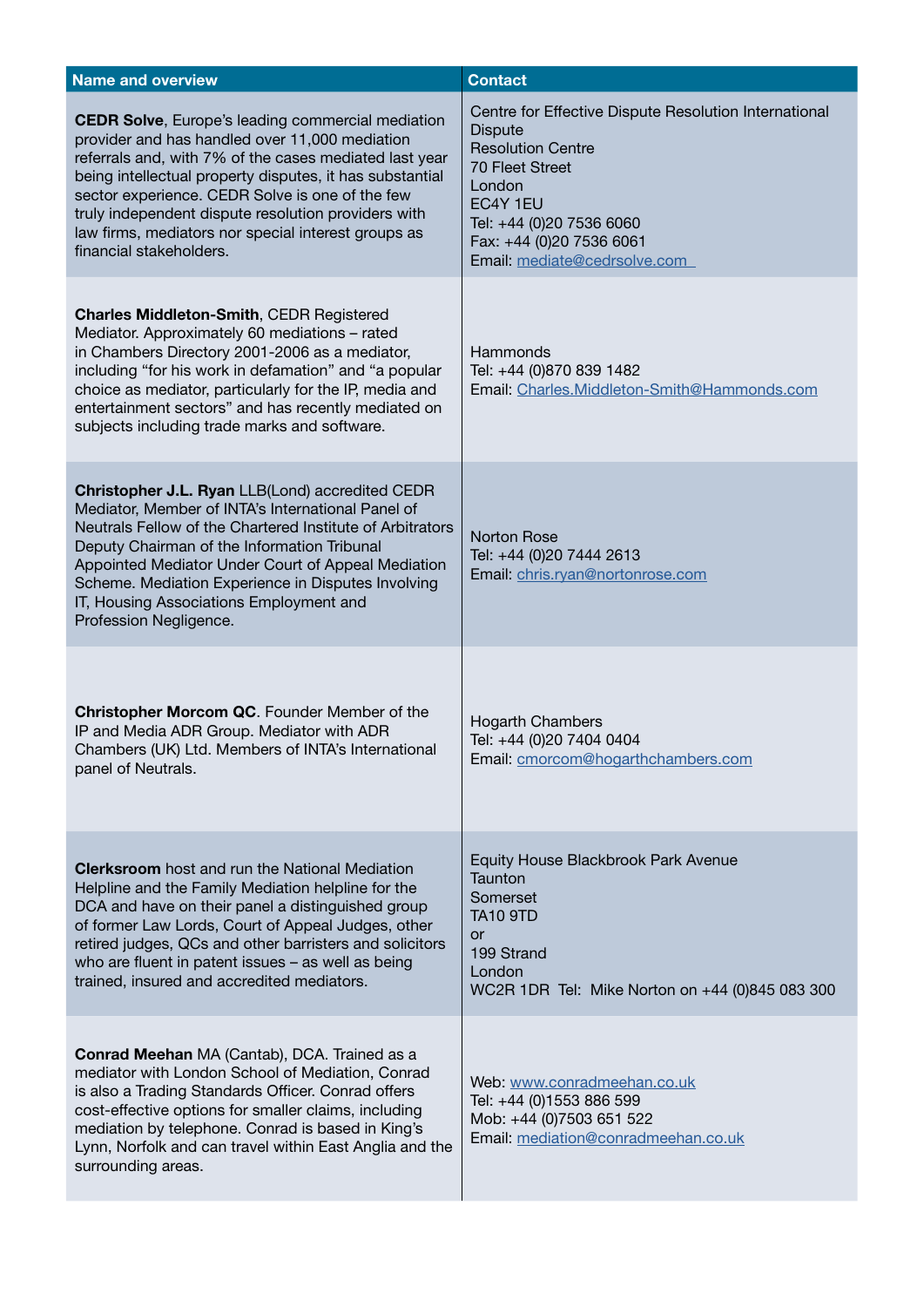| Name and overview | Contact |
|---|---|
| **CEDR Solve**, Europe's leading commercial mediation provider and has handled over 11,000 mediation referrals and, with 7% of the cases mediated last year being intellectual property disputes, it has substantial sector experience. CEDR Solve is one of the few truly independent dispute resolution providers with law firms, mediators nor special interest groups as financial stakeholders. | Centre for Effective Dispute Resolution International Dispute<br>Resolution Centre<br>70 Fleet Street<br>London<br>EC4Y 1EU<br>Tel: +44 (0)20 7536 6060<br>Fax: +44 (0)20 7536 6061<br>Email: mediate@cedrsolve.com |
| **Charles Middleton-Smith**, CEDR Registered Mediator. Approximately 60 mediations – rated in Chambers Directory 2001-2006 as a mediator, including "for his work in defamation" and "a popular choice as mediator, particularly for the IP, media and entertainment sectors" and has recently mediated on subjects including trade marks and software. | Hammonds<br>Tel: +44 (0)870 839 1482<br>Email: Charles.Middleton-Smith@Hammonds.com |
| **Christopher J.L. Ryan** LLB(Lond) accredited CEDR Mediator, Member of INTA's International Panel of Neutrals Fellow of the Chartered Institute of Arbitrators Deputy Chairman of the Information Tribunal Appointed Mediator Under Court of Appeal Mediation Scheme. Mediation Experience in Disputes Involving IT, Housing Associations Employment and Profession Negligence. | Norton Rose<br>Tel: +44 (0)20 7444 2613<br>Email: chris.ryan@nortonrose.com |
| **Christopher Morcom QC**. Founder Member of the IP and Media ADR Group. Mediator with ADR Chambers (UK) Ltd. Members of INTA's International panel of Neutrals. | Hogarth Chambers<br>Tel: +44 (0)20 7404 0404<br>Email: cmorcom@hogarthchambers.com |
| **Clerksroom** host and run the National Mediation Helpline and the Family Mediation helpline for the DCA and have on their panel a distinguished group of former Law Lords, Court of Appeal Judges, other retired judges, QCs and other barristers and solicitors who are fluent in patent issues – as well as being trained, insured and accredited mediators. | Equity House Blackbrook Park Avenue<br>Taunton<br>Somerset<br>TA10 9TD<br>or<br>199 Strand<br>London<br>WC2R 1DR Tel: Mike Norton on +44 (0)845 083 300 |
| **Conrad Meehan** MA (Cantab), DCA. Trained as a mediator with London School of Mediation, Conrad is also a Trading Standards Officer. Conrad offers cost-effective options for smaller claims, including mediation by telephone. Conrad is based in King's Lynn, Norfolk and can travel within East Anglia and the surrounding areas. | Web: www.conradmeehan.co.uk<br>Tel: +44 (0)1553 886 599<br>Mob: +44 (0)7503 651 522<br>Email: mediation@conradmeehan.co.uk |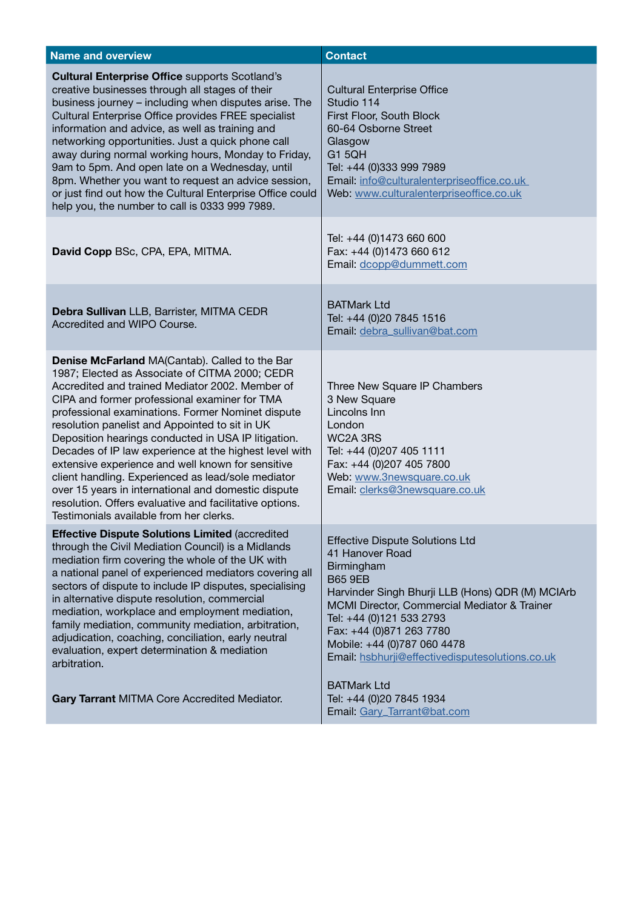| Name and overview | Contact |
|---|---|
| **Cultural Enterprise Office** supports Scotland's creative businesses through all stages of their business journey – including when disputes arise. The Cultural Enterprise Office provides FREE specialist information and advice, as well as training and networking opportunities. Just a quick phone call away during normal working hours, Monday to Friday, 9am to 5pm. And open late on a Wednesday, until 8pm. Whether you want to request an advice session, or just find out how the Cultural Enterprise Office could help you, the number to call is 0333 999 7989. | Cultural Enterprise Office<br>Studio 114<br>First Floor, South Block<br>60-64 Osborne Street<br>Glasgow<br>G1 5QH<br>Tel: +44 (0)333 999 7989<br>Email: info@culturalenterpriseoffice.co.uk<br>Web: www.culturalenterpriseoffice.co.uk |
| **David Copp** BSc, CPA, EPA, MITMA. | Tel: +44 (0)1473 660 600<br>Fax: +44 (0)1473 660 612<br>Email: dcopp@dummett.com |
| **Debra Sullivan** LLB, Barrister, MITMA CEDR Accredited and WIPO Course. | BATMark Ltd<br>Tel: +44 (0)20 7845 1516<br>Email: debra_sullivan@bat.com |
| **Denise McFarland** MA(Cantab). Called to the Bar 1987; Elected as Associate of CITMA 2000; CEDR Accredited and trained Mediator 2002. Member of CIPA and former professional examiner for TMA professional examinations. Former Nominet dispute resolution panelist and Appointed to sit in UK Deposition hearings conducted in USA IP litigation. Decades of IP law experience at the highest level with extensive experience and well known for sensitive client handling. Experienced as lead/sole mediator over 15 years in international and domestic dispute resolution. Offers evaluative and facilitative options. Testimonials available from her clerks. | Three New Square IP Chambers<br>3 New Square<br>Lincolns Inn<br>London<br>WC2A 3RS<br>Tel: +44 (0)207 405 1111<br>Fax: +44 (0)207 405 7800<br>Web: www.3newsquare.co.uk<br>Email: clerks@3newsquare.co.uk |
| **Effective Dispute Solutions Limited** (accredited through the Civil Mediation Council) is a Midlands mediation firm covering the whole of the UK with a national panel of experienced mediators covering all sectors of dispute to include IP disputes, specialising in alternative dispute resolution, commercial mediation, workplace and employment mediation, family mediation, community mediation, arbitration, adjudication, coaching, conciliation, early neutral evaluation, expert determination & mediation arbitration. | Effective Dispute Solutions Ltd<br>41 Hanover Road<br>Birmingham<br>B65 9EB<br>Harvinder Singh Bhurji LLB (Hons) QDR (M) MCIArb MCMI Director, Commercial Mediator & Trainer<br>Tel: +44 (0)121 533 2793<br>Fax: +44 (0)871 263 7780<br>Mobile: +44 (0)787 060 4478<br>Email: hsbhurji@effectivedisputesolutions.co.uk |
| **Gary Tarrant** MITMA Core Accredited Mediator. | BATMark Ltd<br>Tel: +44 (0)20 7845 1934<br>Email: Gary_Tarrant@bat.com |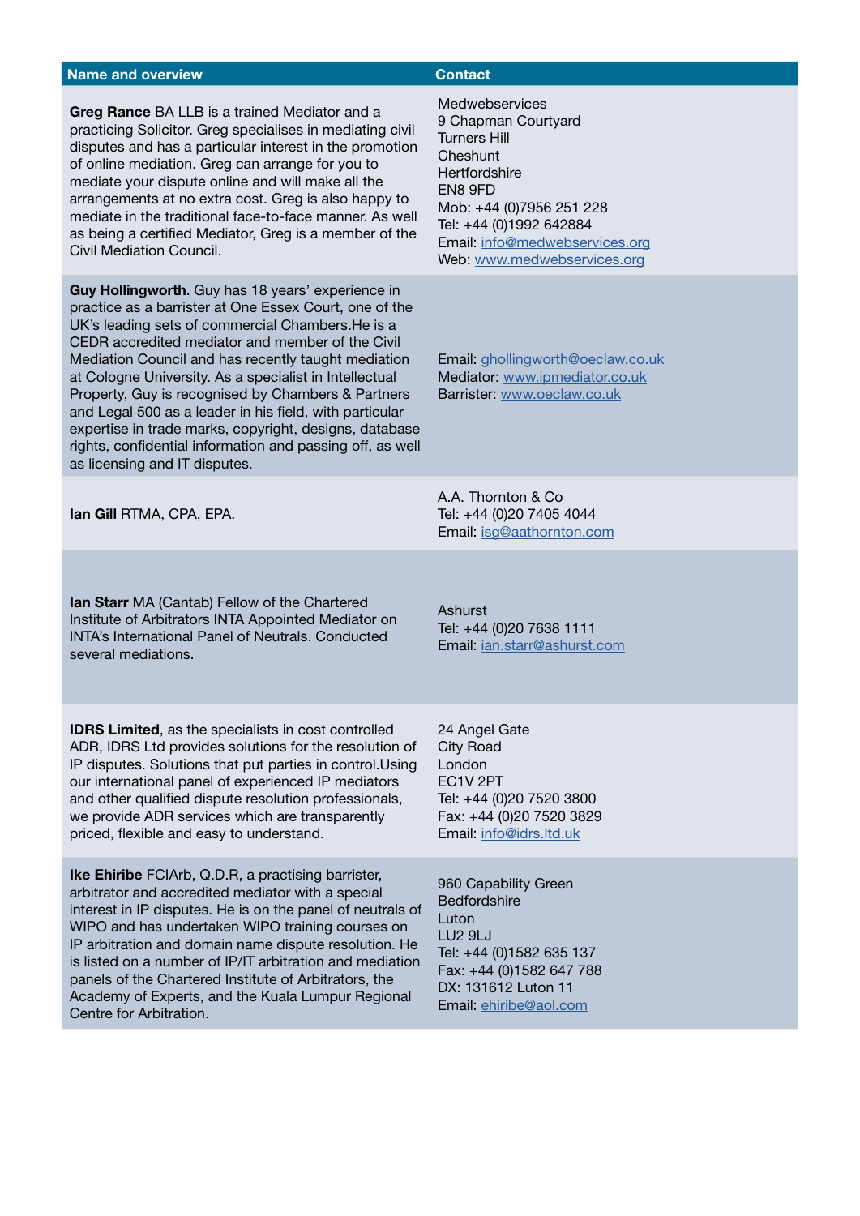| Name and overview | Contact |
| --- | --- |
| **Greg Rance** BA LLB is a trained Mediator and a practicing Solicitor. Greg specialises in mediating civil disputes and has a particular interest in the promotion of online mediation. Greg can arrange for you to mediate your dispute online and will make all the arrangements at no extra cost. Greg is also happy to mediate in the traditional face-to-face manner. As well as being a certified Mediator, Greg is a member of the Civil Mediation Council. | Medwebservices<br>9 Chapman Courtyard<br>Turners Hill<br>Cheshunt<br>Hertfordshire<br>EN8 9FD<br>Mob: +44 (0)7956 251 228<br>Tel: +44 (0)1992 642884<br>Email: info@medwebservices.org<br>Web: www.medwebservices.org |
| **Guy Hollingworth**. Guy has 18 years' experience in practice as a barrister at One Essex Court, one of the UK's leading sets of commercial Chambers.He is a CEDR accredited mediator and member of the Civil Mediation Council and has recently taught mediation at Cologne University. As a specialist in Intellectual Property, Guy is recognised by Chambers & Partners and Legal 500 as a leader in his field, with particular expertise in trade marks, copyright, designs, database rights, confidential information and passing off, as well as licensing and IT disputes. | Email: ghollingworth@oeclaw.co.uk<br>Mediator: www.ipmediator.co.uk<br>Barrister: www.oeclaw.co.uk |
| **Ian Gill** RTMA, CPA, EPA. | A.A. Thornton & Co<br>Tel: +44 (0)20 7405 4044<br>Email: isg@aathornton.com |
| **Ian Starr** MA (Cantab) Fellow of the Chartered Institute of Arbitrators INTA Appointed Mediator on INTA's International Panel of Neutrals. Conducted several mediations. | Ashurst<br>Tel: +44 (0)20 7638 1111<br>Email: ian.starr@ashurst.com |
| **IDRS Limited**, as the specialists in cost controlled ADR, IDRS Ltd provides solutions for the resolution of IP disputes. Solutions that put parties in control.Using our international panel of experienced IP mediators and other qualified dispute resolution professionals, we provide ADR services which are transparently priced, flexible and easy to understand. | 24 Angel Gate<br>City Road<br>London<br>EC1V 2PT<br>Tel: +44 (0)20 7520 3800<br>Fax: +44 (0)20 7520 3829<br>Email: info@idrs.ltd.uk |
| **Ike Ehiribe** FCIArb, Q.D.R, a practising barrister, arbitrator and accredited mediator with a special interest in IP disputes. He is on the panel of neutrals of WIPO and has undertaken WIPO training courses on IP arbitration and domain name dispute resolution. He is listed on a number of IP/IT arbitration and mediation panels of the Chartered Institute of Arbitrators, the Academy of Experts, and the Kuala Lumpur Regional Centre for Arbitration. | 960 Capability Green<br>Bedfordshire<br>Luton<br>LU2 9LJ<br>Tel: +44 (0)1582 635 137<br>Fax: +44 (0)1582 647 788<br>DX: 131612 Luton 11<br>Email: ehiribe@aol.com |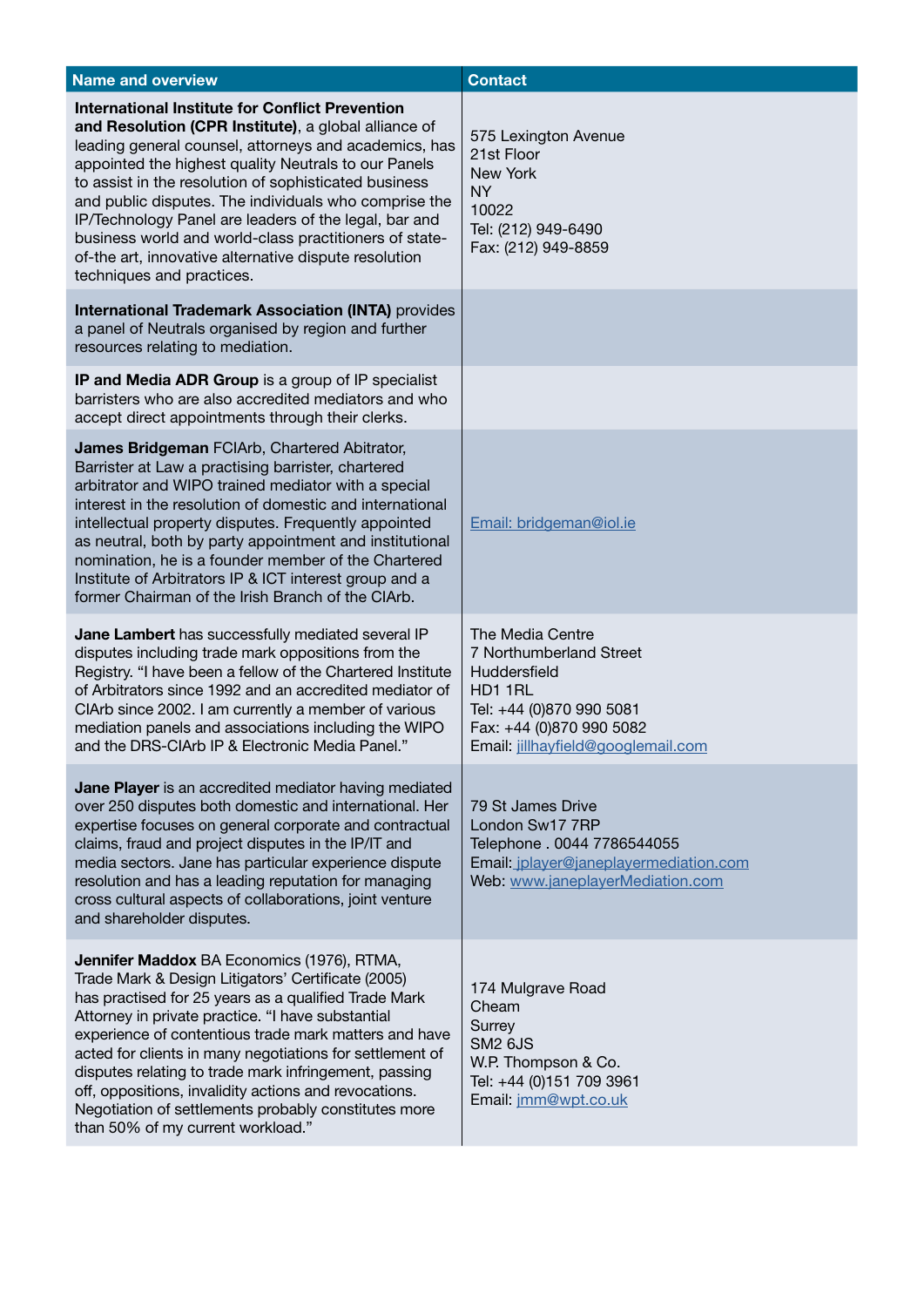| Name and overview | Contact |
|---|---|
| **International Institute for Conflict Prevention and Resolution (CPR Institute)**, a global alliance of leading general counsel, attorneys and academics, has appointed the highest quality Neutrals to our Panels to assist in the resolution of sophisticated business and public disputes. The individuals who comprise the IP/Technology Panel are leaders of the legal, bar and business world and world-class practitioners of state-of-the-art, innovative alternative dispute resolution techniques and practices. | 575 Lexington Avenue<br>21st Floor<br>New York<br>NY<br>10022<br>Tel: (212) 949-6490<br>Fax: (212) 949-8859 |
| **International Trademark Association (INTA)** provides a panel of Neutrals organised by region and further resources relating to mediation. | |
| **IP and Media ADR Group** is a group of IP specialist barristers who are also accredited mediators and who accept direct appointments through their clerks. | |
| **James Bridgeman** FCIArb, Chartered Abitrator, Barrister at Law a practising barrister, chartered arbitrator and WIPO trained mediator with a special interest in the resolution of domestic and international intellectual property disputes. Frequently appointed as neutral, both by party appointment and institutional nomination, he is a founder member of the Chartered Institute of Arbitrators IP & ICT interest group and a former Chairman of the Irish Branch of the CIArb. | Email: bridgeman@iol.ie |
| **Jane Lambert** has successfully mediated several IP disputes including trade mark oppositions from the Registry. "I have been a fellow of the Chartered Institute of Arbitrators since 1992 and an accredited mediator of CIArb since 2002. I am currently a member of various mediation panels and associations including the WIPO and the DRS-CIArb IP & Electronic Media Panel." | The Media Centre<br>7 Northumberland Street<br>Huddersfield<br>HD1 1RL<br>Tel: +44 (0)870 990 5081<br>Fax: +44 (0)870 990 5082<br>Email: jillhayfield@googlemail.com |
| **Jane Player** is an accredited mediator having mediated over 250 disputes both domestic and international. Her expertise focuses on general corporate and contractual claims, fraud and project disputes in the IP/IT and media sectors. Jane has particular experience dispute resolution and has a leading reputation for managing cross cultural aspects of collaborations, joint venture and shareholder disputes. | 79 St James Drive<br>London Sw17 7RP<br>Telephone . 0044 7786544055<br>Email: jplayer@janeplayermediation.com<br>Web: www.janeplayerMediation.com |
| **Jennifer Maddox** BA Economics (1976), RTMA, Trade Mark & Design Litigators' Certificate (2005) has practised for 25 years as a qualified Trade Mark Attorney in private practice. "I have substantial experience of contentious trade mark matters and have acted for clients in many negotiations for settlement of disputes relating to trade mark infringement, passing off, oppositions, invalidity actions and revocations. Negotiation of settlements probably constitutes more than 50% of my current workload." | 174 Mulgrave Road<br>Cheam<br>Surrey<br>SM2 6JS<br>W.P. Thompson & Co.<br>Tel: +44 (0)151 709 3961<br>Email: jmm@wpt.co.uk |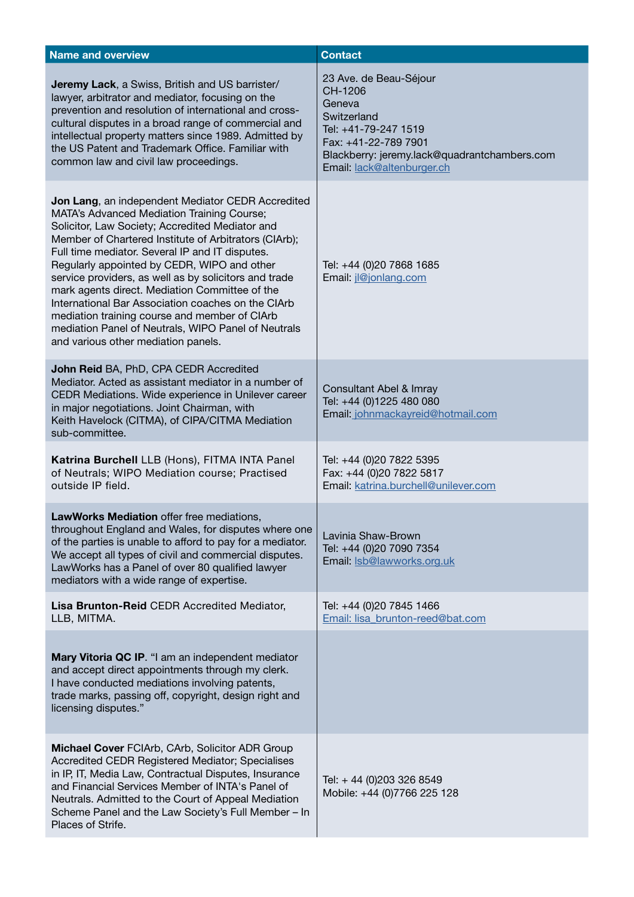| Name and overview | Contact |
|---|---|
| **Jeremy Lack**, a Swiss, British and US barrister/ lawyer, arbitrator and mediator, focusing on the prevention and resolution of international and cross-cultural disputes in a broad range of commercial and intellectual property matters since 1989. Admitted by the US Patent and Trademark Office. Familiar with common law and civil law proceedings. | 23 Ave. de Beau-Séjour<br>CH-1206<br>Geneva<br>Switzerland<br>Tel: +41-79-247 1519<br>Fax: +41-22-789 7901<br>Blackberry: jeremy.lack@quadrantchambers.com<br>Email: lack@altenburger.ch |
| **Jon Lang**, an independent Mediator CEDR Accredited MATA's Advanced Mediation Training Course; Solicitor, Law Society; Accredited Mediator and Member of Chartered Institute of Arbitrators (CIArb); Full time mediator. Several IP and IT disputes. Regularly appointed by CEDR, WIPO and other service providers, as well as by solicitors and trade mark agents direct. Mediation Committee of the International Bar Association coaches on the CIArb mediation training course and member of CIArb mediation Panel of Neutrals, WIPO Panel of Neutrals and various other mediation panels. | Tel: +44 (0)20 7868 1685<br>Email: jl@jonlang.com |
| **John Reid** BA, PhD, CPA CEDR Accredited Mediator. Acted as assistant mediator in a number of CEDR Mediations. Wide experience in Unilever career in major negotiations. Joint Chairman, with Keith Havelock (CITMA), of CIPA/CITMA Mediation sub-committee. | Consultant Abel & Imray<br>Tel: +44 (0)1225 480 080<br>Email: johnmackayreid@hotmail.com |
| **Katrina Burchell** LLB (Hons), FITMA INTA Panel of Neutrals; WIPO Mediation course; Practised outside IP field. | Tel: +44 (0)20 7822 5395<br>Fax: +44 (0)20 7822 5817<br>Email: katrina.burchell@unilever.com |
| **LawWorks Mediation** offer free mediations, throughout England and Wales, for disputes where one of the parties is unable to afford to pay for a mediator. We accept all types of civil and commercial disputes. LawWorks has a Panel of over 80 qualified lawyer mediators with a wide range of expertise. | Lavinia Shaw-Brown<br>Tel: +44 (0)20 7090 7354<br>Email: lsb@lawworks.org.uk |
| **Lisa Brunton-Reid** CEDR Accredited Mediator, LLB, MITMA. | Tel: +44 (0)20 7845 1466<br>Email: lisa_brunton-reed@bat.com |
| **Mary Vitoria QC IP**. "I am an independent mediator and accept direct appointments through my clerk. I have conducted mediations involving patents, trade marks, passing off, copyright, design right and licensing disputes." | |
| **Michael Cover** FCIArb, CArb, Solicitor ADR Group Accredited CEDR Registered Mediator; Specialises in IP, IT, Media Law, Contractual Disputes, Insurance and Financial Services Member of INTA's Panel of Neutrals. Admitted to the Court of Appeal Mediation Scheme Panel and the Law Society's Full Member – In Places of Strife. | Tel: + 44 (0)203 326 8549<br>Mobile: +44 (0)7766 225 128 |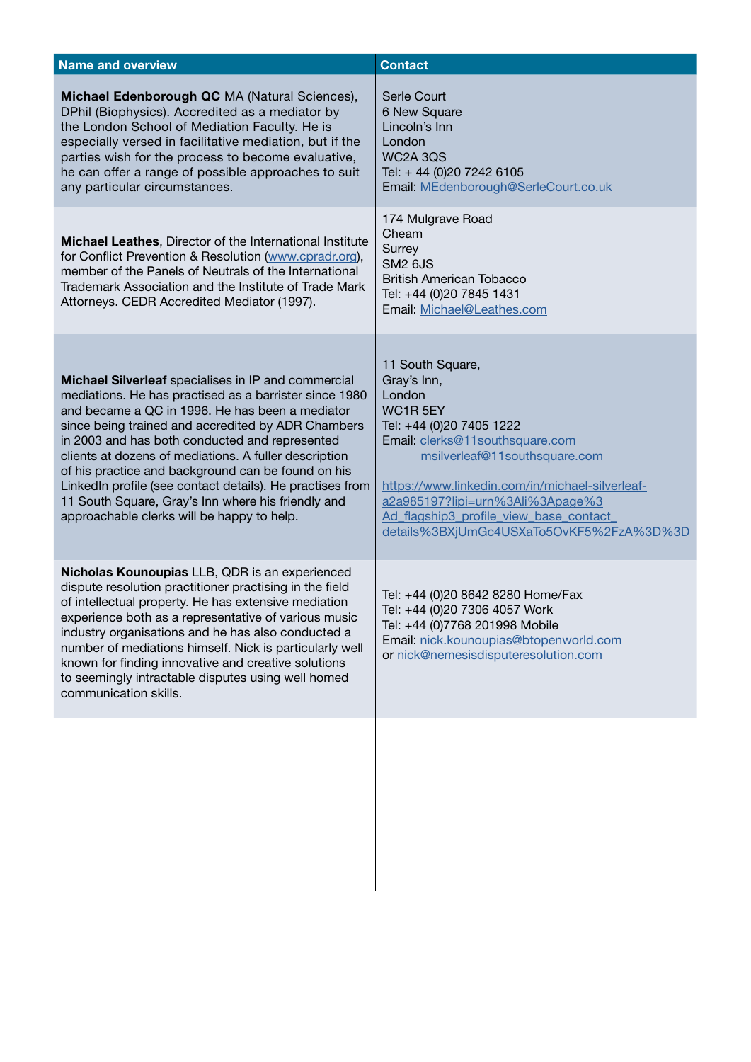| Name and overview | Contact |
|---|---|
| **Michael Edenborough QC** MA (Natural Sciences), DPhil (Biophysics). Accredited as a mediator by the London School of Mediation Faculty. He is especially versed in facilitative mediation, but if the parties wish for the process to become evaluative, he can offer a range of possible approaches to suit any particular circumstances. | Serle Court<br>6 New Square<br>Lincoln's Inn<br>London<br>WC2A 3QS<br>Tel: + 44 (0)20 7242 6105<br>Email: MEdenborough@SerleCourt.co.uk |
| **Michael Leathes**, Director of the International Institute for Conflict Prevention & Resolution (www.cpradr.org), member of the Panels of Neutrals of the International Trademark Association and the Institute of Trade Mark Attorneys. CEDR Accredited Mediator (1997). | 174 Mulgrave Road<br>Cheam<br>Surrey<br>SM2 6JS<br>British American Tobacco<br>Tel: +44 (0)20 7845 1431<br>Email: Michael@Leathes.com |
| **Michael Silverleaf** specialises in IP and commercial mediations. He has practised as a barrister since 1980 and became a QC in 1996. He has been a mediator since being trained and accredited by ADR Chambers in 2003 and has both conducted and represented clients at dozens of mediations. A fuller description of his practice and background can be found on his LinkedIn profile (see contact details). He practises from 11 South Square, Gray's Inn where his friendly and approachable clerks will be happy to help. | 11 South Square,<br>Gray's Inn,<br>London<br>WC1R 5EY<br>Tel: +44 (0)20 7405 1222<br>Email: clerks@11southsquare.com<br>msilverleaf@11southsquare.com<br><br>https://www.linkedin.com/in/michael-silverleaf-a2a985197?lipi=urn%3Ali%3Apage%3Ad_flagship3_profile_view_base_contact_details%3BXjUmGc4USXaTo5OvKF5%2FzA%3D%3D |
| **Nicholas Kounoupias** LLB, QDR is an experienced dispute resolution practitioner practising in the field of intellectual property. He has extensive mediation experience both as a representative of various music industry organisations and he has also conducted a number of mediations himself. Nick is particularly well known for finding innovative and creative solutions to seemingly intractable disputes using well homed communication skills. | Tel: +44 (0)20 8642 8280 Home/Fax<br>Tel: +44 (0)20 7306 4057 Work<br>Tel: +44 (0)7768 201998 Mobile<br>Email: nick.kounoupias@btopenworld.com<br>or nick@nemesisdisputeresolution.com |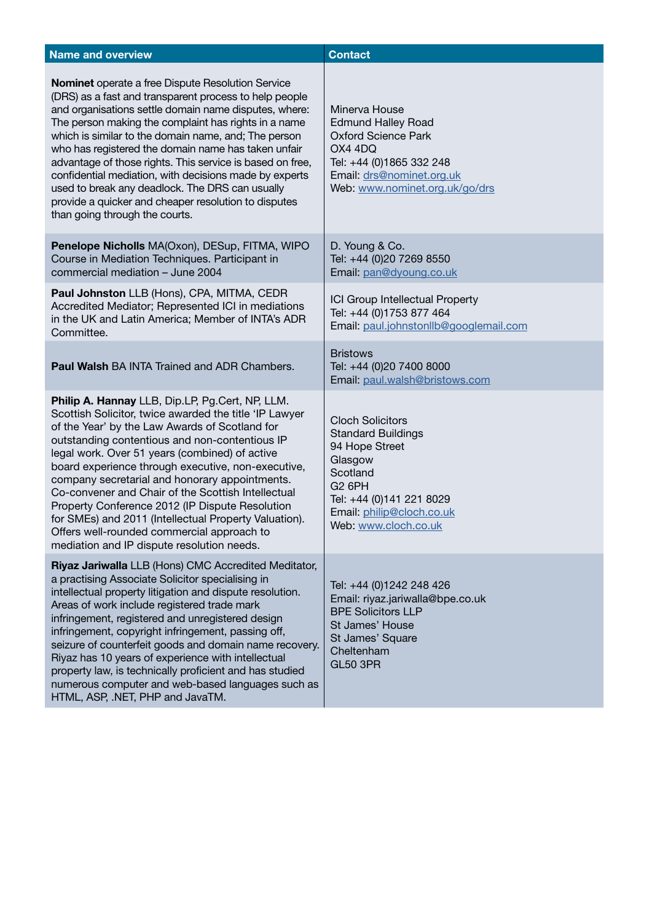| Name and overview | Contact |
|---|---|
| **Nominet** operate a free Dispute Resolution Service (DRS) as a fast and transparent process to help people and organisations settle domain name disputes, where: The person making the complaint has rights in a name which is similar to the domain name, and; The person who has registered the domain name has taken unfair advantage of those rights. This service is based on free, confidential mediation, with decisions made by experts used to break any deadlock. The DRS can usually provide a quicker and cheaper resolution to disputes than going through the courts. | Minerva House<br>Edmund Halley Road<br>Oxford Science Park<br>OX4 4DQ<br>Tel: +44 (0)1865 332 248<br>Email: drs@nominet.org.uk<br>Web: www.nominet.org.uk/go/drs |
| **Penelope Nicholls** MA(Oxon), DESup, FITMA, WIPO Course in Mediation Techniques. Participant in commercial mediation – June 2004 | D. Young & Co.<br>Tel: +44 (0)20 7269 8550<br>Email: pan@dyoung.co.uk |
| **Paul Johnston** LLB (Hons), CPA, MITMA, CEDR Accredited Mediator; Represented ICI in mediations in the UK and Latin America; Member of INTA's ADR Committee. | ICI Group Intellectual Property<br>Tel: +44 (0)1753 877 464<br>Email: paul.johnstonllb@googlemail.com |
| **Paul Walsh** BA INTA Trained and ADR Chambers. | Bristows<br>Tel: +44 (0)20 7400 8000<br>Email: paul.walsh@bristows.com |
| **Philip A. Hannay** LLB, Dip.LP, Pg.Cert, NP, LLM. Scottish Solicitor, twice awarded the title 'IP Lawyer of the Year' by the Law Awards of Scotland for outstanding contentious and non-contentious IP legal work. Over 51 years (combined) of active board experience through executive, non-executive, company secretarial and honorary appointments. Co-convener and Chair of the Scottish Intellectual Property Conference 2012 (IP Dispute Resolution for SMEs) and 2011 (Intellectual Property Valuation). Offers well-rounded commercial approach to mediation and IP dispute resolution needs. | Cloch Solicitors<br>Standard Buildings<br>94 Hope Street<br>Glasgow<br>Scotland<br>G2 6PH<br>Tel: +44 (0)141 221 8029<br>Email: philip@cloch.co.uk<br>Web: www.cloch.co.uk |
| **Riyaz Jariwalla** LLB (Hons) CMC Accredited Meditator, a practising Associate Solicitor specialising in intellectual property litigation and dispute resolution. Areas of work include registered trade mark infringement, registered and unregistered design infringement, copyright infringement, passing off, seizure of counterfeit goods and domain name recovery. Riyaz has 10 years of experience with intellectual property law, is technically proficient and has studied numerous computer and web-based languages such as HTML, ASP, .NET, PHP and JavaTM. | Tel: +44 (0)1242 248 426<br>Email: riyaz.jariwalla@bpe.co.uk<br>BPE Solicitors LLP<br>St James' House<br>St James' Square<br>Cheltenham<br>GL50 3PR |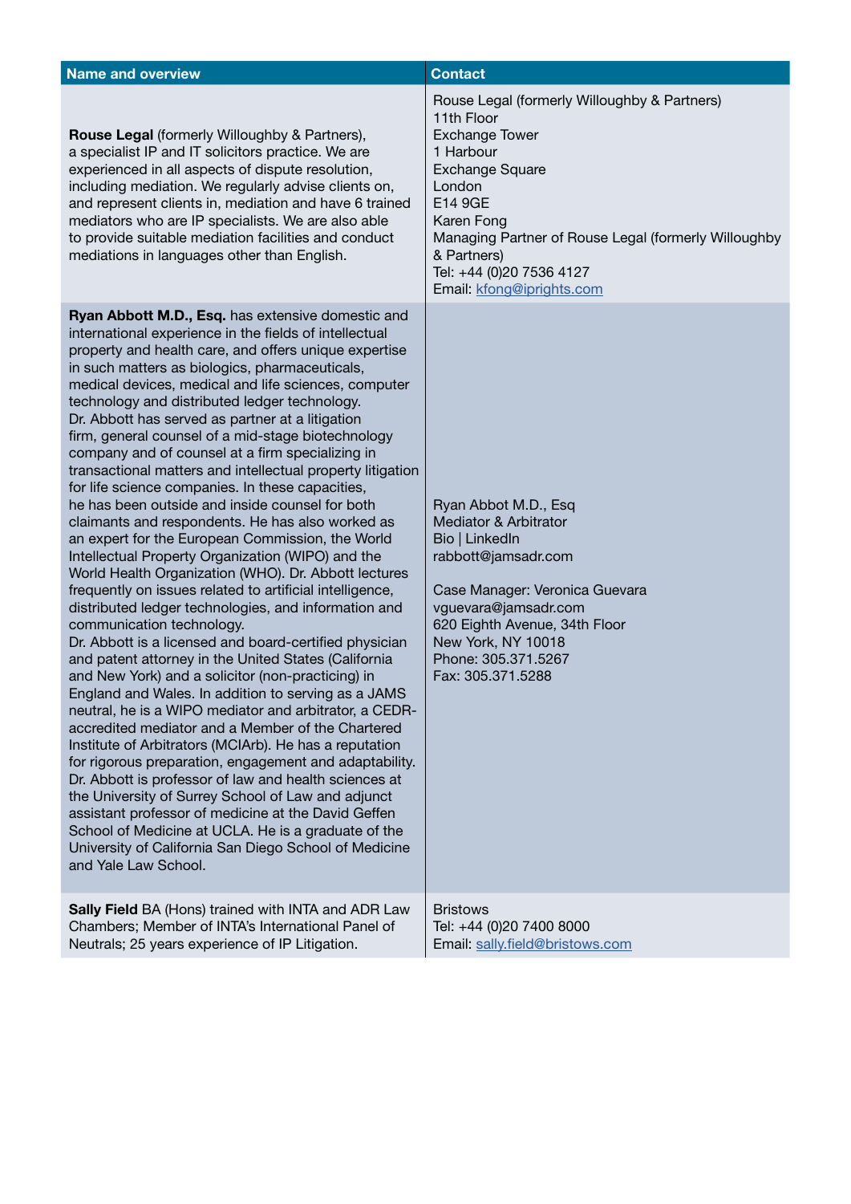| Name and overview | Contact |
|---|---|
| **Rouse Legal** (formerly Willoughby & Partners), a specialist IP and IT solicitors practice. We are experienced in all aspects of dispute resolution, including mediation. We regularly advise clients on, and represent clients in, mediation and have 6 trained mediators who are IP specialists. We are also able to provide suitable mediation facilities and conduct mediations in languages other than English. | Rouse Legal (formerly Willoughby & Partners)<br>11th Floor<br>Exchange Tower<br>1 Harbour<br>Exchange Square<br>London<br>E14 9GE<br>Karen Fong<br>Managing Partner of Rouse Legal (formerly Willoughby & Partners)<br>Tel: +44 (0)20 7536 4127<br>Email: kfong@iprights.com |
| **Ryan Abbott M.D., Esq.** has extensive domestic and international experience in the fields of intellectual property and health care, and offers unique expertise in such matters as biologics, pharmaceuticals, medical devices, medical and life sciences, computer technology and distributed ledger technology.<br>Dr. Abbott has served as partner at a litigation firm, general counsel of a mid-stage biotechnology company and of counsel at a firm specializing in transactional matters and intellectual property litigation for life science companies. In these capacities, he has been outside and inside counsel for both claimants and respondents. He has also worked as an expert for the European Commission, the World Intellectual Property Organization (WIPO) and the World Health Organization (WHO). Dr. Abbott lectures frequently on issues related to artificial intelligence, distributed ledger technologies, and information and communication technology.<br>Dr. Abbott is a licensed and board-certified physician and patent attorney in the United States (California and New York) and a solicitor (non-practicing) in England and Wales. In addition to serving as a JAMS neutral, he is a WIPO mediator and arbitrator, a CEDR-accredited mediator and a Member of the Chartered Institute of Arbitrators (MCIArb). He has a reputation for rigorous preparation, engagement and adaptability. Dr. Abbott is professor of law and health sciences at the University of Surrey School of Law and adjunct assistant professor of medicine at the David Geffen School of Medicine at UCLA. He is a graduate of the University of California San Diego School of Medicine and Yale Law School. | Ryan Abbot M.D., Esq<br>Mediator & Arbitrator<br>Bio \| LinkedIn<br>rabbott@jamsadr.com<br><br>Case Manager: Veronica Guevara<br>vguevara@jamsadr.com<br>620 Eighth Avenue, 34th Floor<br>New York, NY 10018<br>Phone: 305.371.5267<br>Fax: 305.371.5288 |
| **Sally Field** BA (Hons) trained with INTA and ADR Law Chambers; Member of INTA's International Panel of Neutrals; 25 years experience of IP Litigation. | Bristows<br>Tel: +44 (0)20 7400 8000<br>Email: sally.field@bristows.com |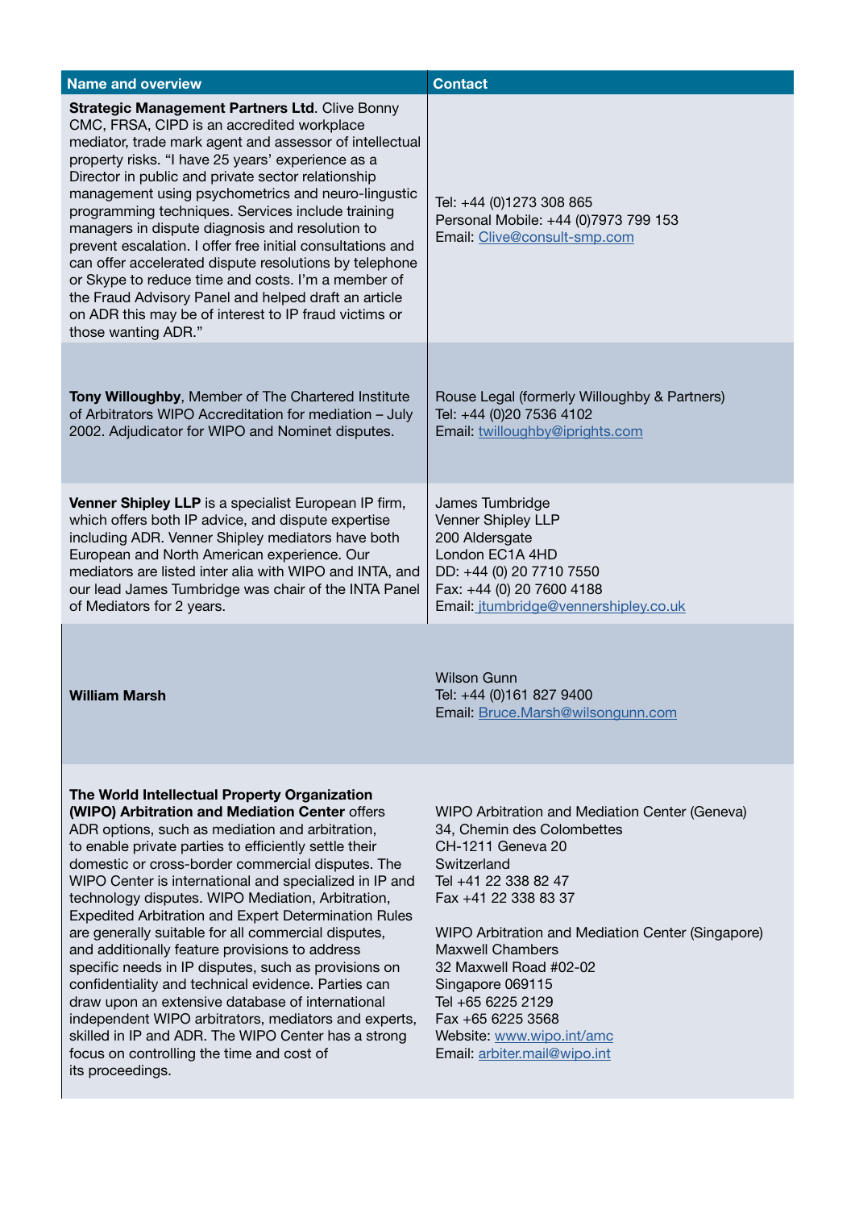| Name and overview | Contact |
|---|---|
| **Strategic Management Partners Ltd**. Clive Bonny CMC, FRSA, CIPD is an accredited workplace mediator, trade mark agent and assessor of intellectual property risks. "I have 25 years' experience as a Director in public and private sector relationship management using psychometrics and neuro-lingustic programming techniques. Services include training managers in dispute diagnosis and resolution to prevent escalation. I offer free initial consultations and can offer accelerated dispute resolutions by telephone or Skype to reduce time and costs. I'm a member of the Fraud Advisory Panel and helped draft an article on ADR this may be of interest to IP fraud victims or those wanting ADR." | Tel: +44 (0)1273 308 865<br>Personal Mobile: +44 (0)7973 799 153<br>Email: Clive@consult-smp.com |
| **Tony Willoughby**, Member of The Chartered Institute of Arbitrators WIPO Accreditation for mediation – July 2002. Adjudicator for WIPO and Nominet disputes. | Rouse Legal (formerly Willoughby & Partners)<br>Tel: +44 (0)20 7536 4102<br>Email: twilloughby@iprights.com |
| **Venner Shipley LLP** is a specialist European IP firm, which offers both IP advice, and dispute expertise including ADR. Venner Shipley mediators have both European and North American experience. Our mediators are listed inter alia with WIPO and INTA, and our lead James Tumbridge was chair of the INTA Panel of Mediators for 2 years. | James Tumbridge<br>Venner Shipley LLP<br>200 Aldersgate<br>London EC1A 4HD<br>DD: +44 (0) 20 7710 7550<br>Fax: +44 (0) 20 7600 4188<br>Email: jtumbridge@vennershipley.co.uk |
| **William Marsh** | Wilson Gunn<br>Tel: +44 (0)161 827 9400<br>Email: Bruce.Marsh@wilsongunn.com |
| **The World Intellectual Property Organization (WIPO) Arbitration and Mediation Center** offers ADR options, such as mediation and arbitration, to enable private parties to efficiently settle their domestic or cross-border commercial disputes. The WIPO Center is international and specialized in IP and technology disputes. WIPO Mediation, Arbitration, Expedited Arbitration and Expert Determination Rules are generally suitable for all commercial disputes, and additionally feature provisions to address specific needs in IP disputes, such as provisions on confidentiality and technical evidence. Parties can draw upon an extensive database of international independent WIPO arbitrators, mediators and experts, skilled in IP and ADR. The WIPO Center has a strong focus on controlling the time and cost of its proceedings. | WIPO Arbitration and Mediation Center (Geneva)<br>34, Chemin des Colombettes<br>CH-1211 Geneva 20<br>Switzerland<br>Tel +41 22 338 82 47<br>Fax +41 22 338 83 37<br><br>WIPO Arbitration and Mediation Center (Singapore)<br>Maxwell Chambers<br>32 Maxwell Road #02-02<br>Singapore 069115<br>Tel +65 6225 2129<br>Fax +65 6225 3568<br>Website: www.wipo.int/amc<br>Email: arbiter.mail@wipo.int |